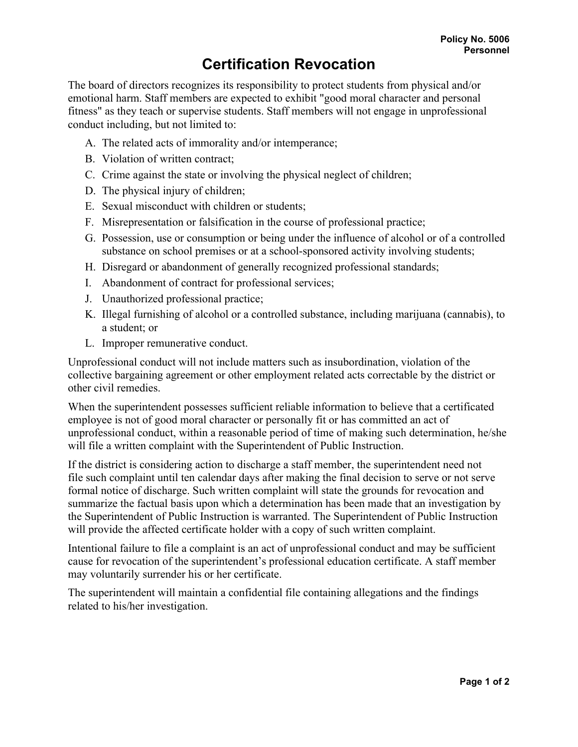**Policy No. 5006**
**Personnel**

# Certification Revocation

The board of directors recognizes its responsibility to protect students from physical and/or emotional harm. Staff members are expected to exhibit "good moral character and personal fitness" as they teach or supervise students. Staff members will not engage in unprofessional conduct including, but not limited to:

A. The related acts of immorality and/or intemperance;
B. Violation of written contract;
C. Crime against the state or involving the physical neglect of children;
D. The physical injury of children;
E. Sexual misconduct with children or students;
F. Misrepresentation or falsification in the course of professional practice;
G. Possession, use or consumption or being under the influence of alcohol or of a controlled substance on school premises or at a school-sponsored activity involving students;
H. Disregard or abandonment of generally recognized professional standards;
I. Abandonment of contract for professional services;
J. Unauthorized professional practice;
K. Illegal furnishing of alcohol or a controlled substance, including marijuana (cannabis), to a student; or
L. Improper remunerative conduct.

Unprofessional conduct will not include matters such as insubordination, violation of the collective bargaining agreement or other employment related acts correctable by the district or other civil remedies.

When the superintendent possesses sufficient reliable information to believe that a certificated employee is not of good moral character or personally fit or has committed an act of unprofessional conduct, within a reasonable period of time of making such determination, he/she will file a written complaint with the Superintendent of Public Instruction.

If the district is considering action to discharge a staff member, the superintendent need not file such complaint until ten calendar days after making the final decision to serve or not serve formal notice of discharge. Such written complaint will state the grounds for revocation and summarize the factual basis upon which a determination has been made that an investigation by the Superintendent of Public Instruction is warranted. The Superintendent of Public Instruction will provide the affected certificate holder with a copy of such written complaint.

Intentional failure to file a complaint is an act of unprofessional conduct and may be sufficient cause for revocation of the superintendent's professional education certificate. A staff member may voluntarily surrender his or her certificate.

The superintendent will maintain a confidential file containing allegations and the findings related to his/her investigation.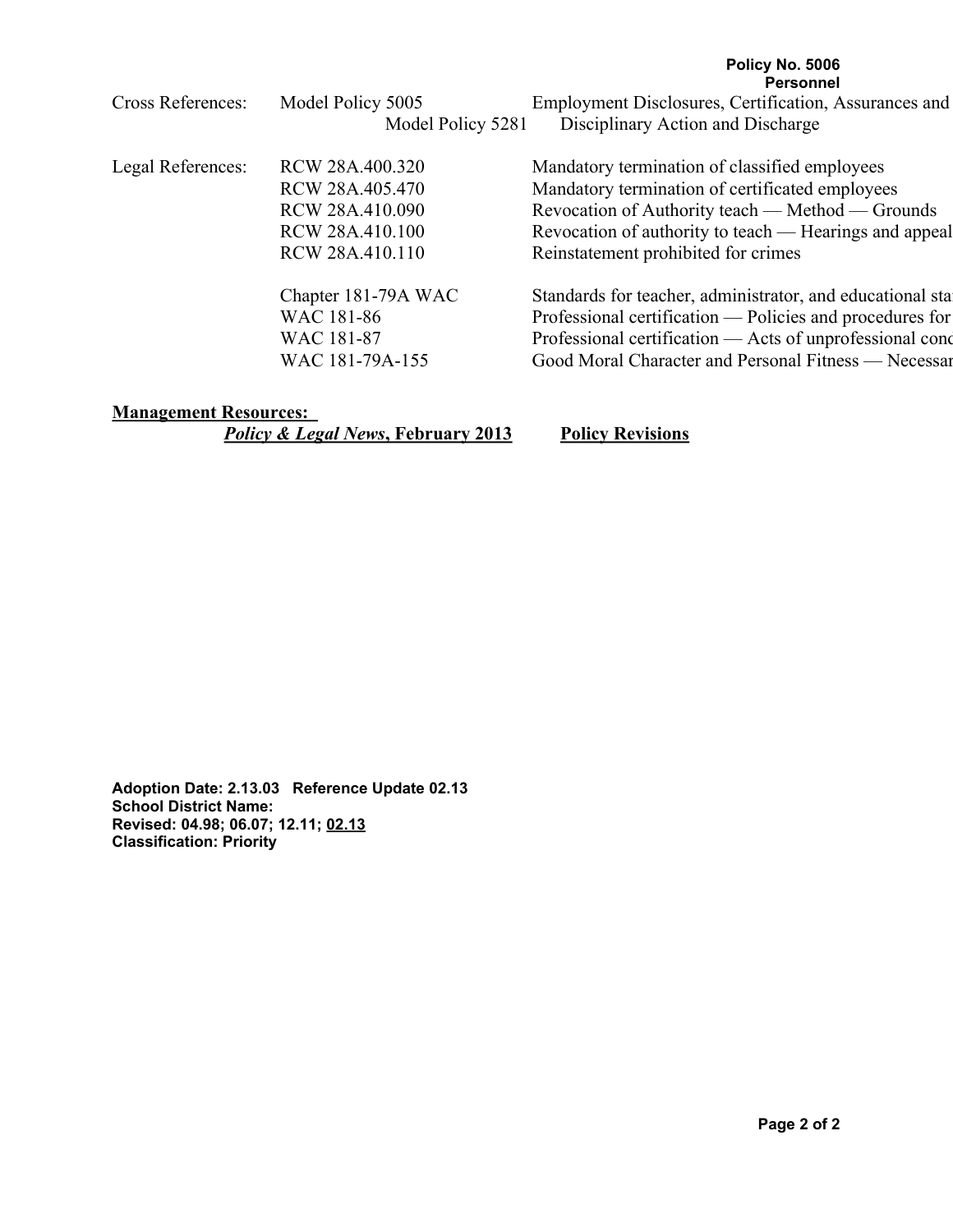| | | |
|---|---|---|
| Cross References: | Model Policy 5005 | Employment Disclosures, Certification, Assurances and |
| | Model Policy 5281 | Disciplinary Action and Discharge |
| Legal References: | RCW 28A.400.320 | Mandatory termination of classified employees |
| | RCW 28A.405.470 | Mandatory termination of certificated employees |
| | RCW 28A.410.090 | Revocation of Authority teach — Method — Grounds |
| | RCW 28A.410.100 | Revocation of authority to teach — Hearings and appeal |
| | RCW 28A.410.110 | Reinstatement prohibited for crimes |
| | Chapter 181-79A WAC | Standards for teacher, administrator, and educational sta |
| | WAC 181-86 | Professional certification — Policies and procedures for |
| | WAC 181-87 | Professional certification — Acts of unprofessional cond |
| | WAC 181-79A-155 | Good Moral Character and Personal Fitness — Necessar |

**Management Resources:**

***Policy & Legal News*, February 2013** **Policy Revisions**

**Adoption Date: 2.13.03 Reference Update 02.13**
**School District Name:**
**Revised: 04.98; 06.07; 12.11; 02.13**
**Classification: Priority**